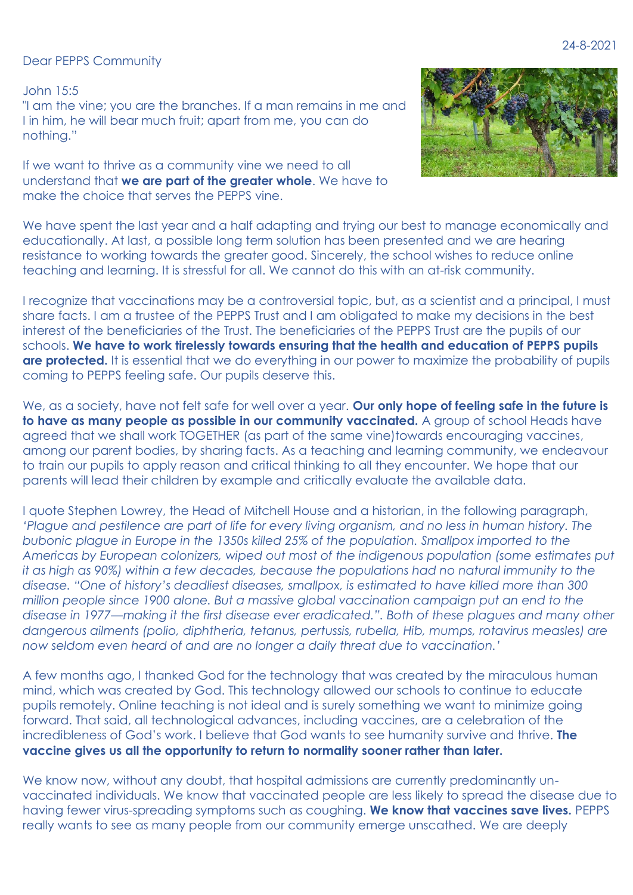24-8-2021

Dear PEPPS Community

John 15:5

"I am the vine; you are the branches. If a man remains in me and I in him, he will bear much fruit; apart from me, you can do nothing."

If we want to thrive as a community vine we need to all understand that **we are part of the greater whole**. We have to make the choice that serves the PEPPS vine.

We have spent the last year and a half adapting and trying our best to manage economically and educationally. At last, a possible long term solution has been presented and we are hearing resistance to working towards the greater good. Sincerely, the school wishes to reduce online teaching and learning. It is stressful for all. We cannot do this with an at-risk community.

I recognize that vaccinations may be a controversial topic, but, as a scientist and a principal, I must share facts. I am a trustee of the PEPPS Trust and I am obligated to make my decisions in the best interest of the beneficiaries of the Trust. The beneficiaries of the PEPPS Trust are the pupils of our schools. **We have to work tirelessly towards ensuring that the health and education of PEPPS pupils are protected.** It is essential that we do everything in our power to maximize the probability of pupils coming to PEPPS feeling safe. Our pupils deserve this.

We, as a society, have not felt safe for well over a year. **Our only hope of feeling safe in the future is to have as many people as possible in our community vaccinated.** A group of school Heads have agreed that we shall work TOGETHER (as part of the same vine)towards encouraging vaccines, among our parent bodies, by sharing facts. As a teaching and learning community, we endeavour to train our pupils to apply reason and critical thinking to all they encounter. We hope that our parents will lead their children by example and critically evaluate the available data.

I quote Stephen Lowrey, the Head of Mitchell House and a historian, in the following paragraph, *'Plague and pestilence are part of life for every living organism, and no less in human history. The bubonic plague in Europe in the 1350s killed 25% of the population. Smallpox imported to the Americas by European colonizers, wiped out most of the indigenous population (some estimates put it as high as 90%) within a few decades, because the populations had no natural immunity to the disease. "One of history's deadliest diseases, smallpox, is estimated to have killed more than 300 million people since 1900 alone. But a massive global vaccination campaign put an end to the disease in 1977—making it the first disease ever eradicated.". Both of these plagues and many other dangerous ailments (polio, diphtheria, tetanus, pertussis, rubella, Hib, mumps, rotavirus measles) are now seldom even heard of and are no longer a daily threat due to vaccination.'*

A few months ago, I thanked God for the technology that was created by the miraculous human mind, which was created by God. This technology allowed our schools to continue to educate pupils remotely. Online teaching is not ideal and is surely something we want to minimize going forward. That said, all technological advances, including vaccines, are a celebration of the incredibleness of God's work. I believe that God wants to see humanity survive and thrive. **The vaccine gives us all the opportunity to return to normality sooner rather than later.**

We know now, without any doubt, that hospital admissions are currently predominantly un-vaccinated individuals. We know that vaccinated people are less likely to spread the disease due to having fewer virus-spreading symptoms such as coughing. **We know that vaccines save lives.** PEPPS really wants to see as many people from our community emerge unscathed. We are deeply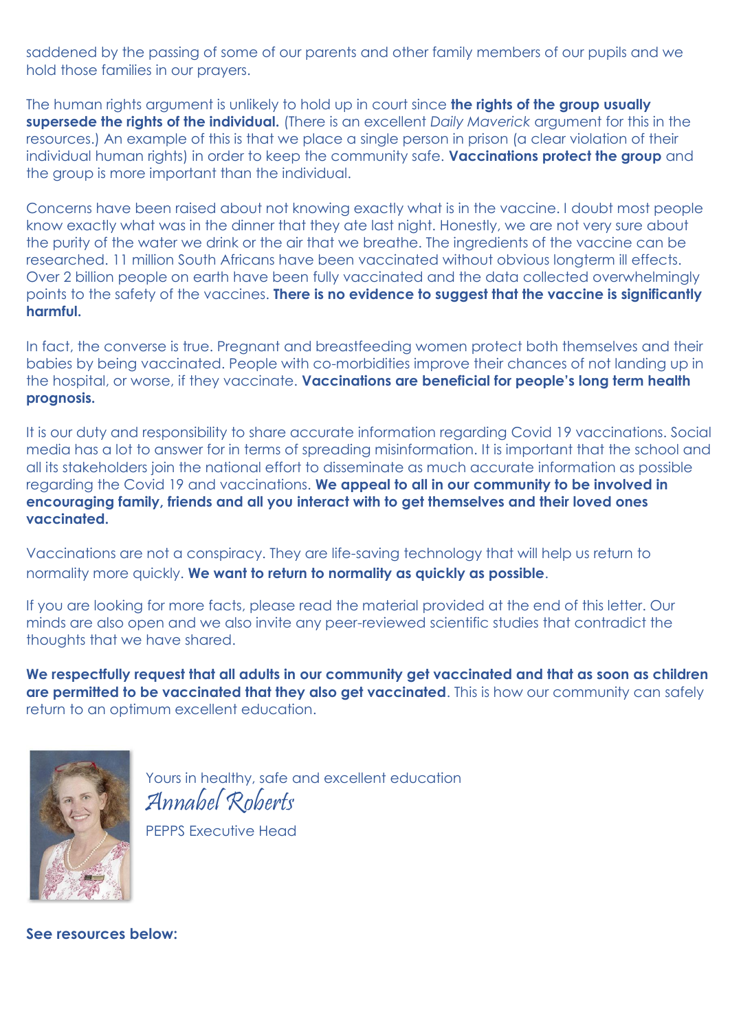saddened by the passing of some of our parents and other family members of our pupils and we hold those families in our prayers.

The human rights argument is unlikely to hold up in court since **the rights of the group usually supersede the rights of the individual.** (There is an excellent *Daily Maverick* argument for this in the resources.) An example of this is that we place a single person in prison (a clear violation of their individual human rights) in order to keep the community safe. **Vaccinations protect the group** and the group is more important than the individual.

Concerns have been raised about not knowing exactly what is in the vaccine. I doubt most people know exactly what was in the dinner that they ate last night. Honestly, we are not very sure about the purity of the water we drink or the air that we breathe. The ingredients of the vaccine can be researched. 11 million South Africans have been vaccinated without obvious longterm ill effects. Over 2 billion people on earth have been fully vaccinated and the data collected overwhelmingly points to the safety of the vaccines. **There is no evidence to suggest that the vaccine is significantly harmful.**

In fact, the converse is true. Pregnant and breastfeeding women protect both themselves and their babies by being vaccinated. People with co-morbidities improve their chances of not landing up in the hospital, or worse, if they vaccinate. **Vaccinations are beneficial for people's long term health prognosis.**

It is our duty and responsibility to share accurate information regarding Covid 19 vaccinations. Social media has a lot to answer for in terms of spreading misinformation. It is important that the school and all its stakeholders join the national effort to disseminate as much accurate information as possible regarding the Covid 19 and vaccinations. **We appeal to all in our community to be involved in encouraging family, friends and all you interact with to get themselves and their loved ones vaccinated.**

Vaccinations are not a conspiracy. They are life-saving technology that will help us return to normality more quickly. **We want to return to normality as quickly as possible**.

If you are looking for more facts, please read the material provided at the end of this letter. Our minds are also open and we also invite any peer-reviewed scientific studies that contradict the thoughts that we have shared.

**We respectfully request that all adults in our community get vaccinated and that as soon as children are permitted to be vaccinated that they also get vaccinated**. This is how our community can safely return to an optimum excellent education.

Yours in healthy, safe and excellent education

*Annabel Roberts*

PEPPS Executive Head

**See resources below:**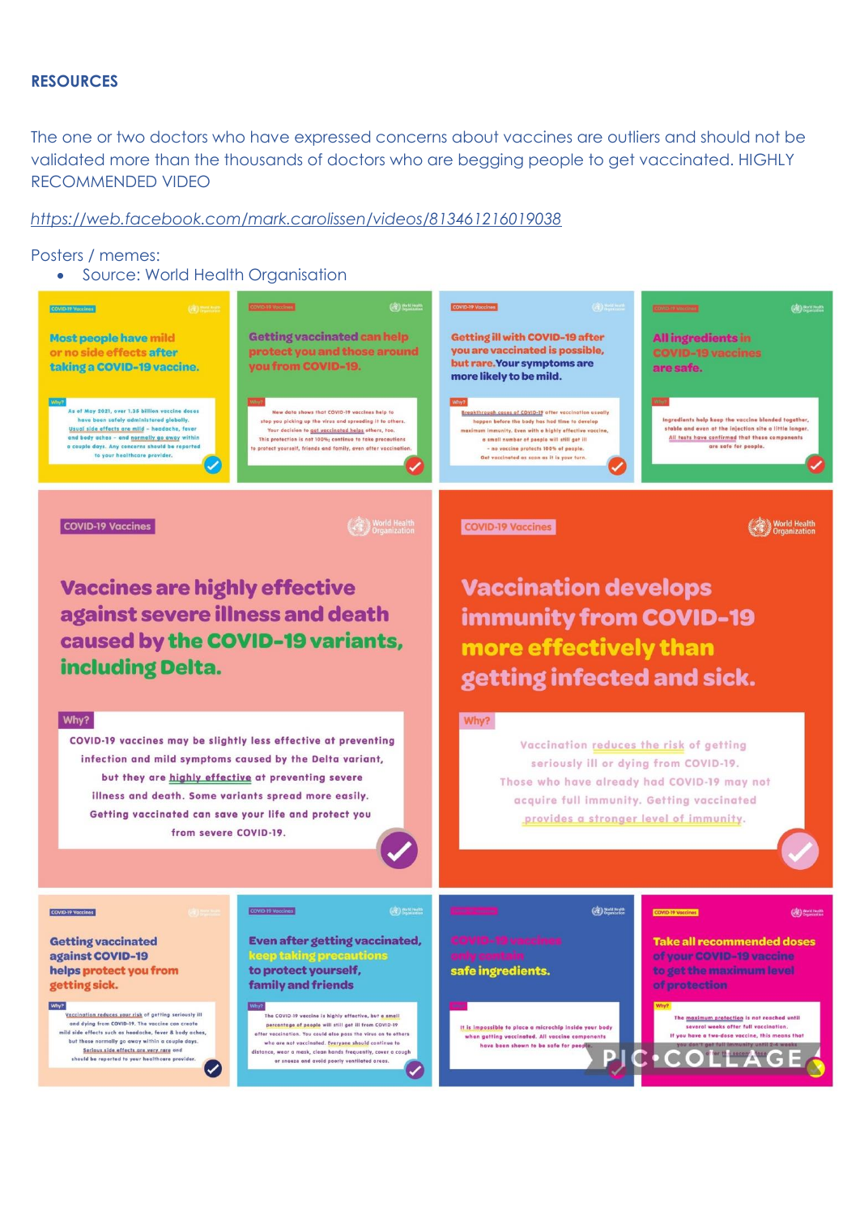**RESOURCES**

The one or two doctors who have expressed concerns about vaccines are outliers and should not be validated more than the thousands of doctors who are begging people to get vaccinated. HIGHLY RECOMMENDED VIDEO

https://web.facebook.com/mark.carolissen/videos/813461216019038

Posters / memes:

- Source: World Health Organisation

COVID-19 Vaccines

**Most people have mild or no side effects after taking a COVID-19 vaccine.**

Why?

As of May 2021, over 1.36 billion vaccine doses have been safely administered globally. Usual side effects are mild – headache, fever and body aches – and normally go away within a couple days. Any concerns should be reported to your healthcare provider.

COVID-19 Vaccines

**Getting vaccinated can help protect you and those around you from COVID-19.**

Why?

New data shows that COVID-19 vaccines help to stop you picking up the virus and spreading it to others. Your decision to get vaccinated helps others, too. This protection is not 100%; continue to take precautions to protect yourself, friends and family, even after vaccination.

COVID-19 Vaccines

**Getting ill with COVID-19 after you are vaccinated is possible, but rare. Your symptoms are more likely to be mild.**

Why?

Breakthrough cases of COVID-19 after vaccination usually happen before the body has had time to develop maximum immunity. Even with a highly effective vaccine, a small number of people will still get ill – no vaccine protects 100% of people. Get vaccinated as soon as it is your turn.

COVID-19 Vaccines

**All ingredients in COVID-19 vaccines are safe.**

Why?

Ingredients help keep the vaccine blended together, stable and even at the injection site a little longer. All tests have confirmed that these components are safe for people.

COVID-19 Vaccines

**Vaccines are highly effective against severe illness and death caused by the COVID-19 variants, including Delta.**

Why?

COVID-19 vaccines may be slightly less effective at preventing infection and mild symptoms caused by the Delta variant, but they are highly effective at preventing severe illness and death. Some variants spread more easily. Getting vaccinated can save your life and protect you from severe COVID-19.

COVID-19 Vaccines

**Vaccination develops immunity from COVID-19 more effectively than getting infected and sick.**

Why?

Vaccination reduces the risk of getting seriously ill or dying from COVID-19. Those who have already had COVID-19 may not acquire full immunity. Getting vaccinated provides a stronger level of immunity.

COVID-19 Vaccines

**Getting vaccinated against COVID-19 helps protect you from getting sick.**

Why?

Vaccination reduces your risk of getting seriously ill and dying from COVID-19. The vaccine can create mild side effects such as headache, fever & body aches, but these normally go away within a couple days. Serious side effects are very rare and should be reported to your healthcare provider.

COVID-19 Vaccines

**Even after getting vaccinated, keep taking precautions to protect yourself, family and friends**

Why?

The COVID-19 vaccine is highly effective, but a small percentage of people will still get ill from COVID-19 after vaccination. You could also pass the virus on to others who are not vaccinated. Everyone should continue to distance, wear a mask, clean hands frequently, cover a cough or sneeze and avoid poorly ventilated areas.

COVID-19 Vaccines

**COVID-19 vaccines only contain safe ingredients.**

Why?

It is impossible to place a microchip inside your body when getting vaccinated. All vaccine components have been shown to be safe for people.

COVID-19 Vaccines

**Take all recommended doses of your COVID-19 vaccine to get the maximum level of protection**

Why?

The maximum protection is not reached until several weeks after full vaccination. If you have a two-dose vaccine, this means that you don't get full immunity until 2-4 weeks after the second dose.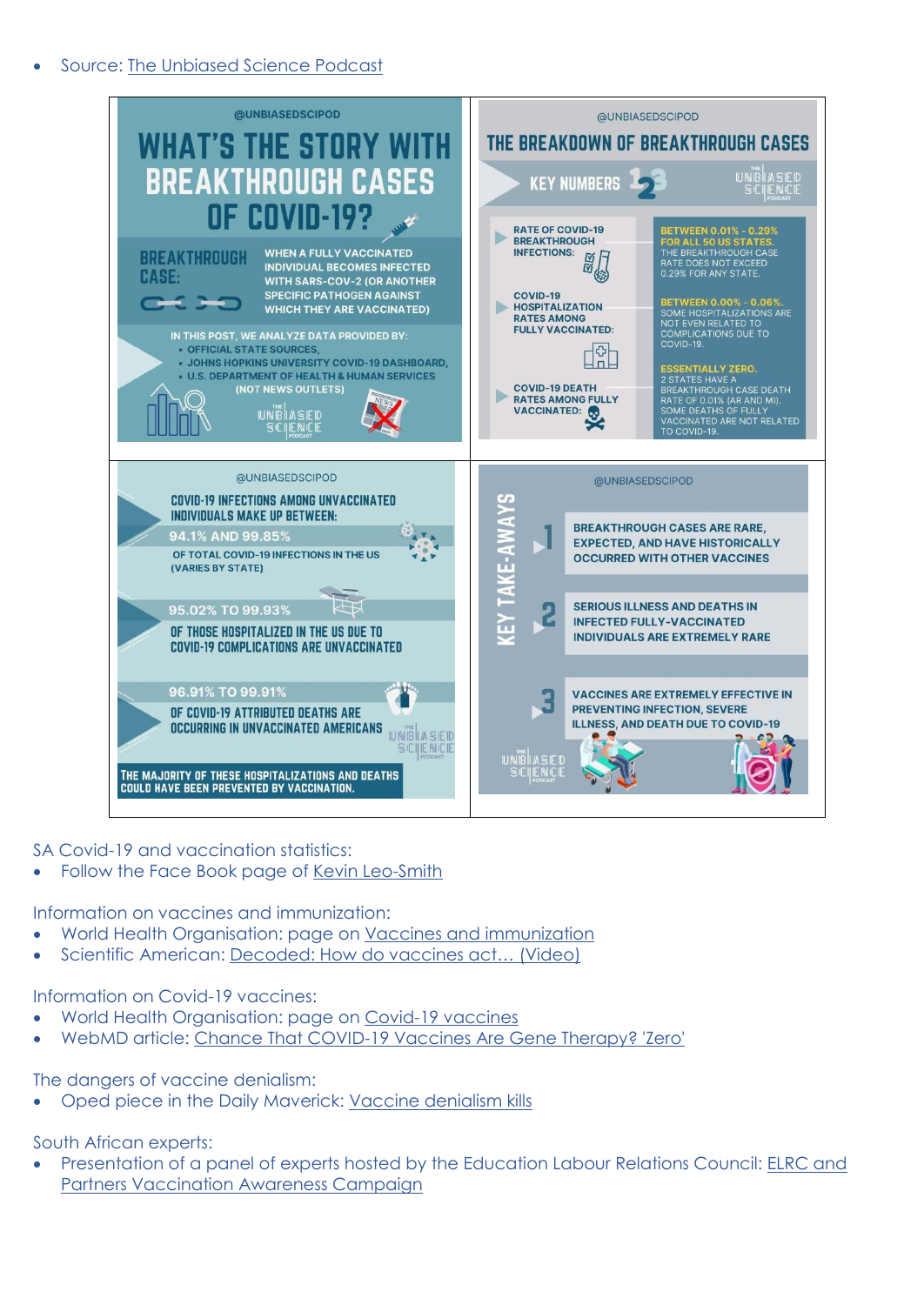- Source: The Unbiased Science Podcast

@UNBIASEDSCIPOD

## WHAT'S THE STORY WITH BREAKTHROUGH CASES OF COVID-19?

**BREAKTHROUGH CASE:** WHEN A FULLY VACCINATED INDIVIDUAL BECOMES INFECTED WITH SARS-COV-2 (OR ANOTHER SPECIFIC PATHOGEN AGAINST WHICH THEY ARE VACCINATED)

IN THIS POST, WE ANALYZE DATA PROVIDED BY:
- OFFICIAL STATE SOURCES,
- JOHNS HOPKINS UNIVERSITY COVID-19 DASHBOARD,
- U.S. DEPARTMENT OF HEALTH & HUMAN SERVICES

(NOT NEWS OUTLETS)

THE UNBIASED SCIENCE PODCAST

@UNBIASEDSCIPOD

## THE BREAKDOWN OF BREAKTHROUGH CASES

**KEY NUMBERS**

| | |
|---|---|
| RATE OF COVID-19 BREAKTHROUGH INFECTIONS: | **BETWEEN 0.01% - 0.29% FOR ALL 50 US STATES.** THE BREAKTHROUGH CASE RATE DOES NOT EXCEED 0.29% FOR ANY STATE. |
| COVID-19 HOSPITALIZATION RATES AMONG FULLY VACCINATED: | **BETWEEN 0.00% - 0.06%.** SOME HOSPITALIZATIONS ARE NOT EVEN RELATED TO COMPLICATIONS DUE TO COVID-19. |
| COVID-19 DEATH RATES AMONG FULLY VACCINATED: | **ESSENTIALLY ZERO.** 2 STATES HAVE A BREAKTHROUGH CASE DEATH RATE OF 0.01% (AR AND MI). SOME DEATHS OF FULLY VACCINATED ARE NOT RELATED TO COVID-19. |

@UNBIASEDSCIPOD

COVID-19 INFECTIONS AMONG UNVACCINATED INDIVIDUALS MAKE UP BETWEEN:
**94.1% AND 99.85%**
OF TOTAL COVID-19 INFECTIONS IN THE US (VARIES BY STATE)

**95.02% TO 99.93%**
OF THOSE HOSPITALIZED IN THE US DUE TO COVID-19 COMPLICATIONS ARE UNVACCINATED

**96.91% TO 99.91%**
OF COVID-19 ATTRIBUTED DEATHS ARE OCCURRING IN UNVACCINATED AMERICANS

**THE MAJORITY OF THESE HOSPITALIZATIONS AND DEATHS COULD HAVE BEEN PREVENTED BY VACCINATION.**

@UNBIASEDSCIPOD

**KEY TAKE-AWAYS**

1. BREAKTHROUGH CASES ARE RARE, EXPECTED, AND HAVE HISTORICALLY OCCURRED WITH OTHER VACCINES
2. SERIOUS ILLNESS AND DEATHS IN INFECTED FULLY-VACCINATED INDIVIDUALS ARE EXTREMELY RARE
3. VACCINES ARE EXTREMELY EFFECTIVE IN PREVENTING INFECTION, SEVERE ILLNESS, AND DEATH DUE TO COVID-19

THE UNBIASED SCIENCE PODCAST

SA Covid-19 and vaccination statistics:
- Follow the Face Book page of Kevin Leo-Smith

Information on vaccines and immunization:
- World Health Organisation: page on Vaccines and immunization
- Scientific American: Decoded: How do vaccines act… (Video)

Information on Covid-19 vaccines:
- World Health Organisation: page on Covid-19 vaccines
- WebMD article: Chance That COVID-19 Vaccines Are Gene Therapy? 'Zero'

The dangers of vaccine denialism:
- Oped piece in the Daily Maverick: Vaccine denialism kills

South African experts:
- Presentation of a panel of experts hosted by the Education Labour Relations Council: ELRC and Partners Vaccination Awareness Campaign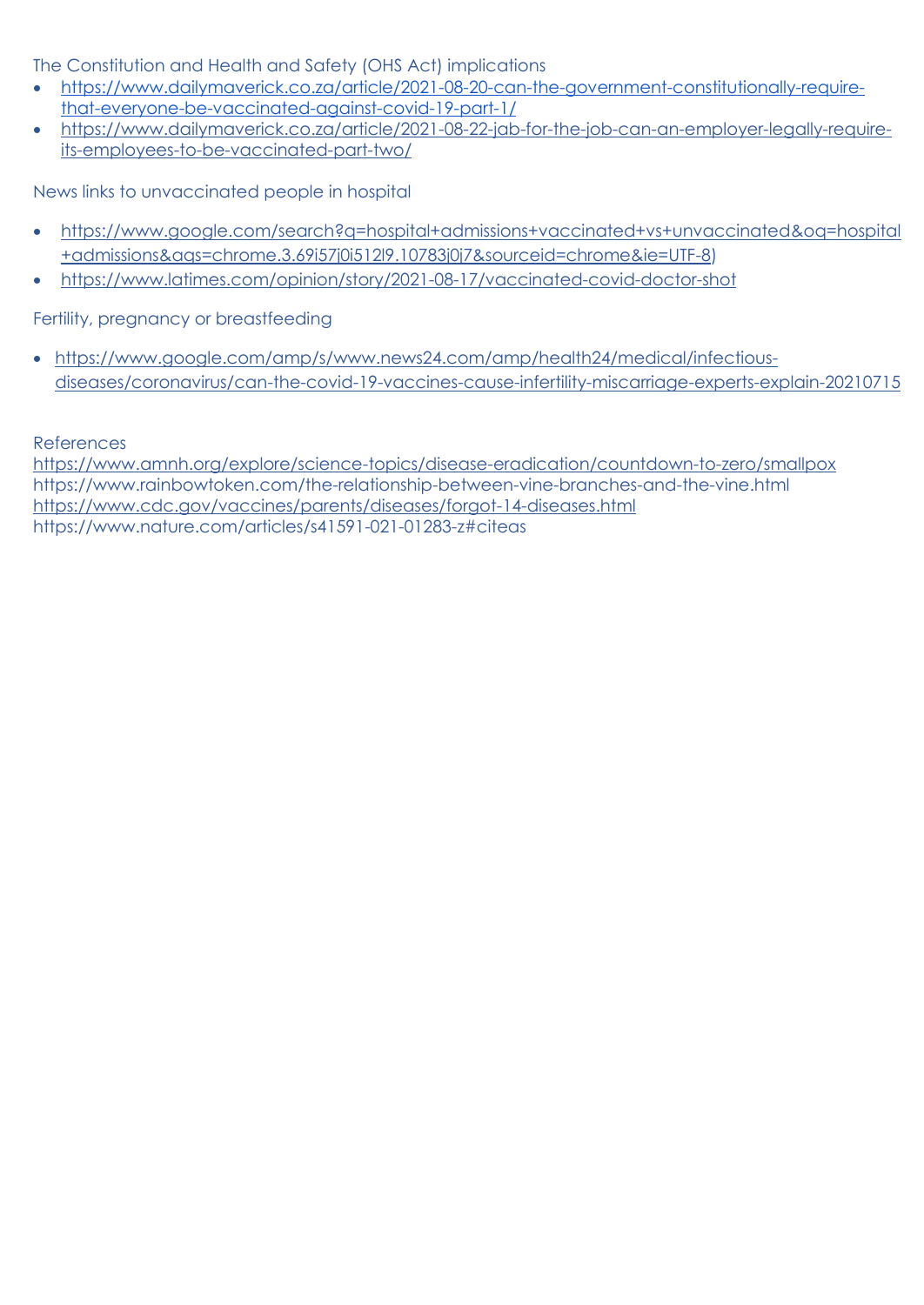The Constitution and Health and Safety (OHS Act) implications

- https://www.dailymaverick.co.za/article/2021-08-20-can-the-government-constitutionally-require-that-everyone-be-vaccinated-against-covid-19-part-1/
- https://www.dailymaverick.co.za/article/2021-08-22-jab-for-the-job-can-an-employer-legally-require-its-employees-to-be-vaccinated-part-two/

News links to unvaccinated people in hospital

- https://www.google.com/search?q=hospital+admissions+vaccinated+vs+unvaccinated&oq=hospital+admissions&aqs=chrome.3.69i57j0i512l9.10783j0j7&sourceid=chrome&ie=UTF-8)
- https://www.latimes.com/opinion/story/2021-08-17/vaccinated-covid-doctor-shot

Fertility, pregnancy or breastfeeding

- https://www.google.com/amp/s/www.news24.com/amp/health24/medical/infectious-diseases/coronavirus/can-the-covid-19-vaccines-cause-infertility-miscarriage-experts-explain-20210715

References

https://www.amnh.org/explore/science-topics/disease-eradication/countdown-to-zero/smallpox
https://www.rainbowtoken.com/the-relationship-between-vine-branches-and-the-vine.html
https://www.cdc.gov/vaccines/parents/diseases/forgot-14-diseases.html
https://www.nature.com/articles/s41591-021-01283-z#citeas